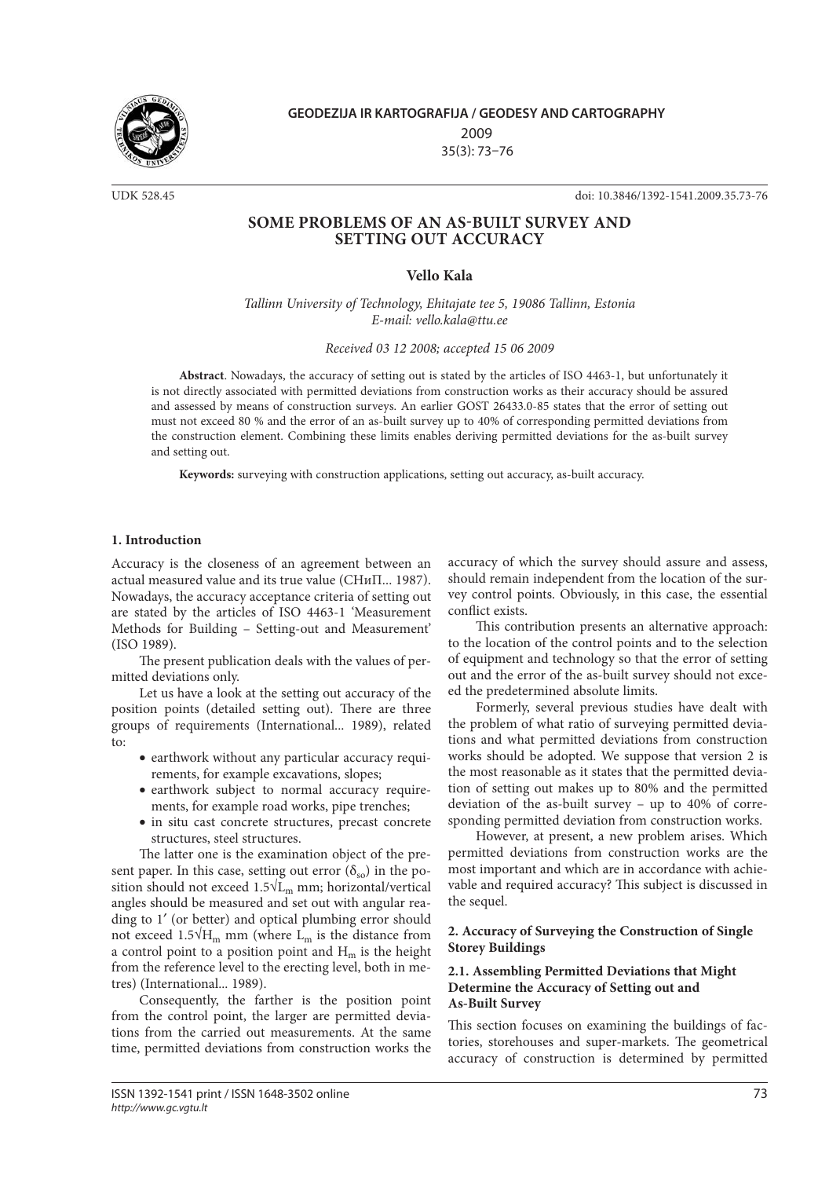# SOME PROBLEMS OF AN AS-BUILT SURVEY AND SETTING OUT ACCURACY

**Vello Kala**

*Tallinn University of Technology, Ehitajate tee 5, 19086 Tallinn, Estonia*
*E-mail: vello.kala@ttu.ee*

*Received 03 12 2008; accepted 15 06 2009*

UDK 528.45

doi: 10.3846/1392-1541.2009.35.73-76

**Abstract**. Nowadays, the accuracy of setting out is stated by the articles of ISO 4463-1, but unfortunately it is not directly associated with permitted deviations from construction works as their accuracy should be assured and assessed by means of construction surveys. An earlier GOST 26433.0-85 states that the error of setting out must not exceed 80 % and the error of an as-built survey up to 40% of corresponding permitted deviations from the construction element. Combining these limits enables deriving permitted deviations for the as-built survey and setting out.

**Keywords:** surveying with construction applications, setting out accuracy, as-built accuracy.

## 1. Introduction

Accuracy is the closeness of an agreement between an actual measured value and its true value (СНиП... 1987). Nowadays, the accuracy acceptance criteria of setting out are stated by the articles of ISO 4463-1 'Measurement Methods for Building – Setting-out and Measurement' (ISO 1989).

The present publication deals with the values of permitted deviations only.

Let us have a look at the setting out accuracy of the position points (detailed setting out). There are three groups of requirements (International... 1989), related to:

- earthwork without any particular accuracy requirements, for example excavations, slopes;
- earthwork subject to normal accuracy requirements, for example road works, pipe trenches;
- in situ cast concrete structures, precast concrete structures, steel structures.

The latter one is the examination object of the present paper. In this case, setting out error ($\delta_{so}$) in the position should not exceed $1.5\sqrt{L_m}$ mm; horizontal/vertical angles should be measured and set out with angular reading to 1′ (or better) and optical plumbing error should not exceed $1.5\sqrt{H_m}$ mm (where $L_m$ is the distance from a control point to a position point and $H_m$ is the height from the reference level to the erecting level, both in metres) (International... 1989).

Consequently, the farther is the position point from the control point, the larger are permitted deviations from the carried out measurements. At the same time, permitted deviations from construction works the accuracy of which the survey should assure and assess, should remain independent from the location of the survey control points. Obviously, in this case, the essential conflict exists.

This contribution presents an alternative approach: to the location of the control points and to the selection of equipment and technology so that the error of setting out and the error of the as-built survey should not exceed the predetermined absolute limits.

Formerly, several previous studies have dealt with the problem of what ratio of surveying permitted deviations and what permitted deviations from construction works should be adopted. We suppose that version 2 is the most reasonable as it states that the permitted deviation of setting out makes up to 80% and the permitted deviation of the as-built survey – up to 40% of corresponding permitted deviation from construction works.

However, at present, a new problem arises. Which permitted deviations from construction works are the most important and which are in accordance with achievable and required accuracy? This subject is discussed in the sequel.

## 2. Accuracy of Surveying the Construction of Single Storey Buildings

### 2.1. Assembling Permitted Deviations that Might Determine the Accuracy of Setting out and As-Built Survey

This section focuses on examining the buildings of factories, storehouses and super-markets. The geometrical accuracy of construction is determined by permitted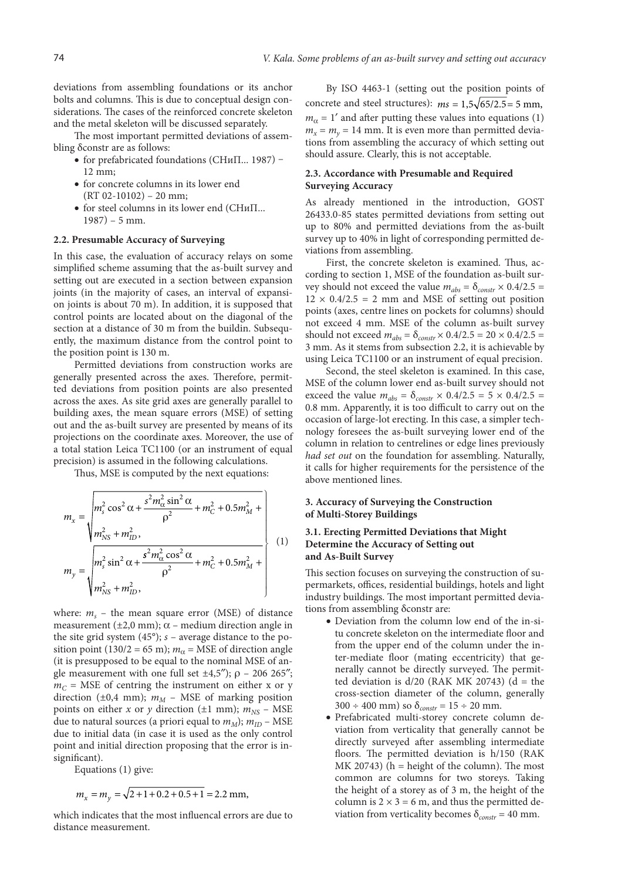deviations from assembling foundations or its anchor bolts and columns. This is due to conceptual design considerations. The cases of the reinforced concrete skeleton and the metal skeleton will be discussed separately.

The most important permitted deviations of assembling δconstr are as follows:

- for prefabricated foundations (СНиП... 1987) – 12 mm;
- for concrete columns in its lower end (RT 02-10102) – 20 mm;
- for steel columns in its lower end (СНиП... 1987) – 5 mm.

### 2.2. Presumable Accuracy of Surveying

In this case, the evaluation of accuracy relays on some simplified scheme assuming that the as-built survey and setting out are executed in a section between expansion joints (in the majority of cases, an interval of expansion joints is about 70 m). In addition, it is supposed that control points are located about on the diagonal of the section at a distance of 30 m from the buildin. Subsequently, the maximum distance from the control point to the position point is 130 m.

Permitted deviations from construction works are generally presented across the axes. Therefore, permitted deviations from position points are also presented across the axes. As site grid axes are generally parallel to building axes, the mean square errors (MSE) of setting out and the as-built survey are presented by means of its projections on the coordinate axes. Moreover, the use of a total station Leica TC1100 (or an instrument of equal precision) is assumed in the following calculations.

Thus, MSE is computed by the next equations:

$$
\left.
\begin{aligned}
m_x &= \sqrt{m_s^2 \cos^2 \alpha + \frac{s^2 m_\alpha^2 \sin^2 \alpha}{\rho^2} + m_C^2 + 0.5 m_M^2 + m_{NS}^2 + m_{ID}^2},\\
m_y &= \sqrt{m_s^2 \sin^2 \alpha + \frac{s^2 m_\alpha^2 \cos^2 \alpha}{\rho^2} + m_C^2 + 0.5 m_M^2 + m_{NS}^2 + m_{ID}^2},
\end{aligned}
\right\} \quad (1)
$$

where: $m_s$ – the mean square error (MSE) of distance measurement (±2,0 mm); $\alpha$ – medium direction angle in the site grid system (45°); $s$ – average distance to the position point (130/2 = 65 m); $m_\alpha$ = MSE of direction angle (it is presupposed to be equal to the nominal MSE of angle measurement with one full set ±4,5″); $\rho$ – 206 265″; $m_C$ = MSE of centring the instrument on either x or y direction (±0,4 mm); $m_M$ – MSE of marking position points on either $x$ or $y$ direction (±1 mm); $m_{NS}$ – MSE due to natural sources (a priori equal to $m_M$); $m_{ID}$ – MSE due to initial data (in case it is used as the only control point and initial direction proposing that the error is insignificant).

Equations (1) give:

$$m_x = m_y = \sqrt{2 + 1 + 0.2 + 0.5 + 1} = 2.2 \text{ mm},$$

which indicates that the most influencal errors are due to distance measurement.

By ISO 4463-1 (setting out the position points of concrete and steel structures): $ms = 1{,}5\sqrt{65/2.5} = 5$ mm, $m_\alpha = 1'$ and after putting these values into equations (1) $m_x = m_y = 14$ mm. It is even more than permitted deviations from assembling the accuracy of which setting out should assure. Clearly, this is not acceptable.

### 2.3. Accordance with Presumable and Required Surveying Accuracy

As already mentioned in the introduction, GOST 26433.0-85 states permitted deviations from setting out up to 80% and permitted deviations from the as-built survey up to 40% in light of corresponding permitted deviations from assembling.

First, the concrete skeleton is examined. Thus, according to section 1, MSE of the foundation as-built survey should not exceed the value $m_{abs} = \delta_{constr} \times 0.4/2.5 = 12 \times 0.4/2.5 = 2$ mm and MSE of setting out position points (axes, centre lines on pockets for columns) should not exceed 4 mm. MSE of the column as-built survey should not exceed $m_{abs} = \delta_{constr} \times 0.4/2.5 = 20 \times 0.4/2.5 = 3$ mm. As it stems from subsection 2.2, it is achievable by using Leica TC1100 or an instrument of equal precision.

Second, the steel skeleton is examined. In this case, MSE of the column lower end as-built survey should not exceed the value $m_{abs} = \delta_{constr} \times 0.4/2.5 = 5 \times 0.4/2.5 = 0.8$ mm. Apparently, it is too difficult to carry out on the occasion of large-lot erecting. In this case, a simpler technology foresees the as-built surveying lower end of the column in relation to centrelines or edge lines previously *had set out* on the foundation for assembling. Naturally, it calls for higher requirements for the persistence of the above mentioned lines.

## 3. Accuracy of Surveying the Construction of Multi-Storey Buildings

### 3.1. Erecting Permitted Deviations that Might Determine the Accuracy of Setting out and As-Built Survey

This section focuses on surveying the construction of supermarkets, offices, residential buildings, hotels and light industry buildings. The most important permitted deviations from assembling δconstr are:

- Deviation from the column low end of the in-situ concrete skeleton on the intermediate floor and from the upper end of the column under the inter-mediate floor (mating eccentricity) that generally cannot be directly surveyed. The permitted deviation is d/20 (RAK MK 20743) (d = the cross-section diameter of the column, generally 300 ÷ 400 mm) so $\delta_{constr} = 15 \div 20$ mm.
- Prefabricated multi-storey concrete column deviation from verticality that generally cannot be directly surveyed after assembling intermediate floors. The permitted deviation is h/150 (RAK MK 20743) (h = height of the column). The most common are columns for two storeys. Taking the height of a storey as of 3 m, the height of the column is 2 × 3 = 6 m, and thus the permitted deviation from verticality becomes $\delta_{constr} = 40$ mm.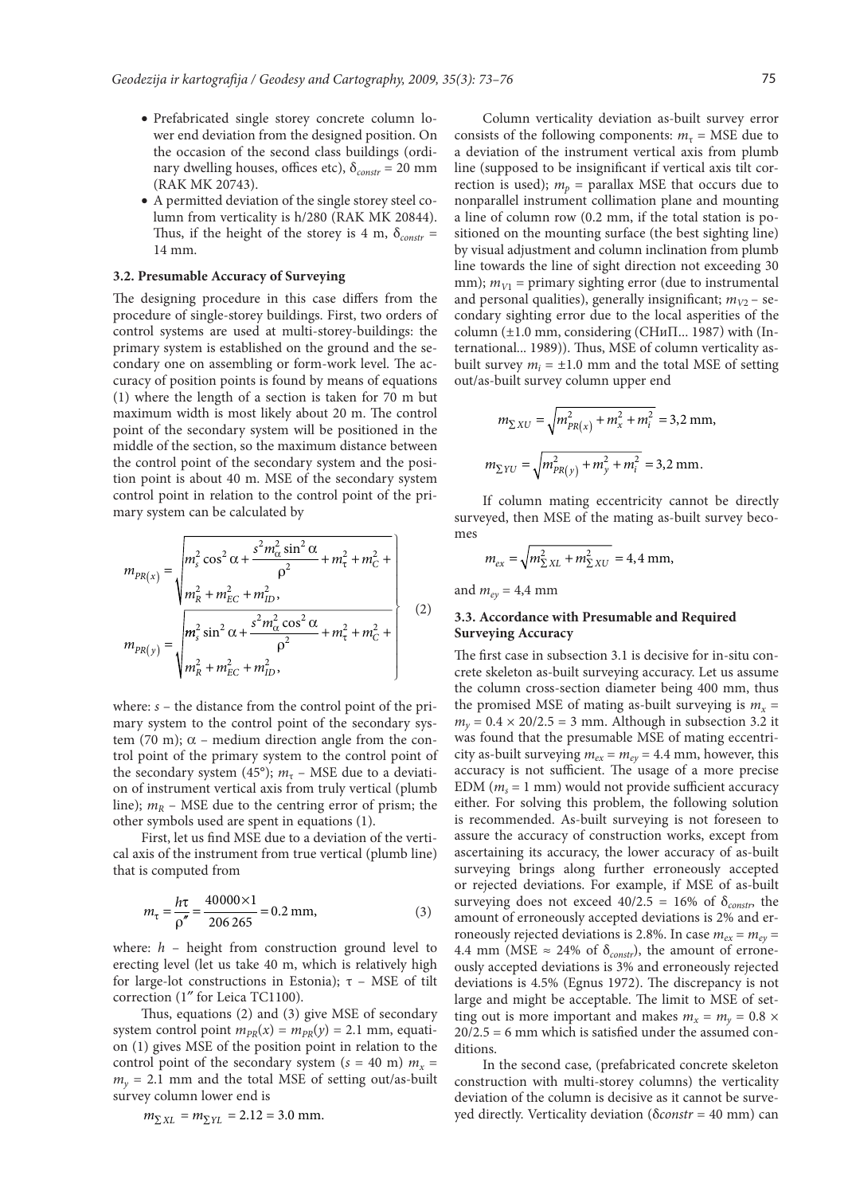- Prefabricated single storey concrete column lower end deviation from the designed position. On the occasion of the second class buildings (ordinary dwelling houses, offices etc), $\delta_{constr}$ = 20 mm (RAK MK 20743).
- A permitted deviation of the single storey steel column from verticality is h/280 (RAK MK 20844). Thus, if the height of the storey is 4 m, $\delta_{constr}$ = 14 mm.

### 3.2. Presumable Accuracy of Surveying

The designing procedure in this case differs from the procedure of single-storey buildings. First, two orders of control systems are used at multi-storey-buildings: the primary system is established on the ground and the secondary one on assembling or form-work level. The accuracy of position points is found by means of equations (1) where the length of a section is taken for 70 m but maximum width is most likely about 20 m. The control point of the secondary system will be positioned in the middle of the section, so the maximum distance between the control point of the secondary system and the position point is about 40 m. MSE of the secondary system control point in relation to the control point of the primary system can be calculated by

$$
\left.
\begin{aligned}
m_{PR(x)} &= \sqrt{m_s^2\cos^2\alpha + \frac{s^2 m_\alpha^2 \sin^2\alpha}{\rho^2} + m_\tau^2 + m_C^2 + m_R^2 + m_{EC}^2 + m_{ID}^2},\\
m_{PR(y)} &= \sqrt{m_s^2\sin^2\alpha + \frac{s^2 m_\alpha^2 \cos^2\alpha}{\rho^2} + m_\tau^2 + m_C^2 + m_R^2 + m_{EC}^2 + m_{ID}^2},
\end{aligned}
\right\} \qquad (2)
$$

where: $s$ – the distance from the control point of the primary system to the control point of the secondary system (70 m); $\alpha$ – medium direction angle from the control point of the primary system to the control point of the secondary system (45°); $m_\tau$ – MSE due to a deviation of instrument vertical axis from truly vertical (plumb line); $m_R$ – MSE due to the centring error of prism; the other symbols used are spent in equations (1).

First, let us find MSE due to a deviation of the vertical axis of the instrument from true vertical (plumb line) that is computed from

$$m_\tau = \frac{h\tau}{\rho''} = \frac{40000\times 1}{206\,265} = 0.2\ \text{mm}, \qquad (3)$$

where: $h$ – height from construction ground level to erecting level (let us take 40 m, which is relatively high for large-lot constructions in Estonia); $\tau$ – MSE of tilt correction (1″ for Leica TC1100).

Thus, equations (2) and (3) give MSE of secondary system control point $m_{PR}(x) = m_{PR}(y)$ = 2.1 mm, equation (1) gives MSE of the position point in relation to the control point of the secondary system ($s$ = 40 m) $m_x = m_y$ = 2.1 mm and the total MSE of setting out/as-built survey column lower end is

$$m_{\Sigma XL} = m_{\Sigma YL} = 2.12 = 3.0\ \text{mm}.$$

Column verticality deviation as-built survey error consists of the following components: $m_\tau$ = MSE due to a deviation of the instrument vertical axis from plumb line (supposed to be insignificant if vertical axis tilt correction is used); $m_p$ = parallax MSE that occurs due to nonparallel instrument collimation plane and mounting a line of column row (0.2 mm, if the total station is positioned on the mounting surface (the best sighting line) by visual adjustment and column inclination from plumb line towards the line of sight direction not exceeding 30 mm); $m_{V1}$ = primary sighting error (due to instrumental and personal qualities), generally insignificant; $m_{V2}$ – secondary sighting error due to the local asperities of the column (±1.0 mm, considering (СНиП... 1987) with (International... 1989)). Thus, MSE of column verticality as-built survey $m_i$ = ±1.0 mm and the total MSE of setting out/as-built survey column upper end

$$m_{\Sigma XU} = \sqrt{m_{PR(x)}^2 + m_x^2 + m_i^2} = 3{,}2\ \text{mm},$$

$$m_{\Sigma YU} = \sqrt{m_{PR(y)}^2 + m_y^2 + m_i^2} = 3{,}2\ \text{mm}.$$

If column mating eccentricity cannot be directly surveyed, then MSE of the mating as-built survey becomes

$$m_{ex} = \sqrt{m_{\Sigma XL}^2 + m_{\Sigma XU}^2} = 4{,}4\ \text{mm},$$

and $m_{ey}$ = 4,4 mm

### 3.3. Accordance with Presumable and Required Surveying Accuracy

The first case in subsection 3.1 is decisive for in-situ concrete skeleton as-built surveying accuracy. Let us assume the column cross-section diameter being 400 mm, thus the promised MSE of mating as-built surveying is $m_x = m_y = 0.4 \times 20/2.5$ = 3 mm. Although in subsection 3.2 it was found that the presumable MSE of mating eccentricity as-built surveying $m_{ex} = m_{ey}$ = 4.4 mm, however, this accuracy is not sufficient. The usage of a more precise EDM ($m_s$ = 1 mm) would not provide sufficient accuracy either. For solving this problem, the following solution is recommended. As-built surveying is not foreseen to assure the accuracy of construction works, except from ascertaining its accuracy, the lower accuracy of as-built surveying brings along further erroneously accepted or rejected deviations. For example, if MSE of as-built surveying does not exceed 40/2.5 = 16% of $\delta_{constr}$, the amount of erroneously accepted deviations is 2% and erroneously rejected deviations is 2.8%. In case $m_{ex} = m_{ey}$ = 4.4 mm (MSE ≈ 24% of $\delta_{constr}$), the amount of erroneously accepted deviations is 3% and erroneously rejected deviations is 4.5% (Egnus 1972). The discrepancy is not large and might be acceptable. The limit to MSE of setting out is more important and makes $m_x = m_y = 0.8 \times 20/2.5$ = 6 mm which is satisfied under the assumed conditions.

In the second case, (prefabricated concrete skeleton construction with multi-storey columns) the verticality deviation of the column is decisive as it cannot be surveyed directly. Verticality deviation ($\delta constr$ = 40 mm) can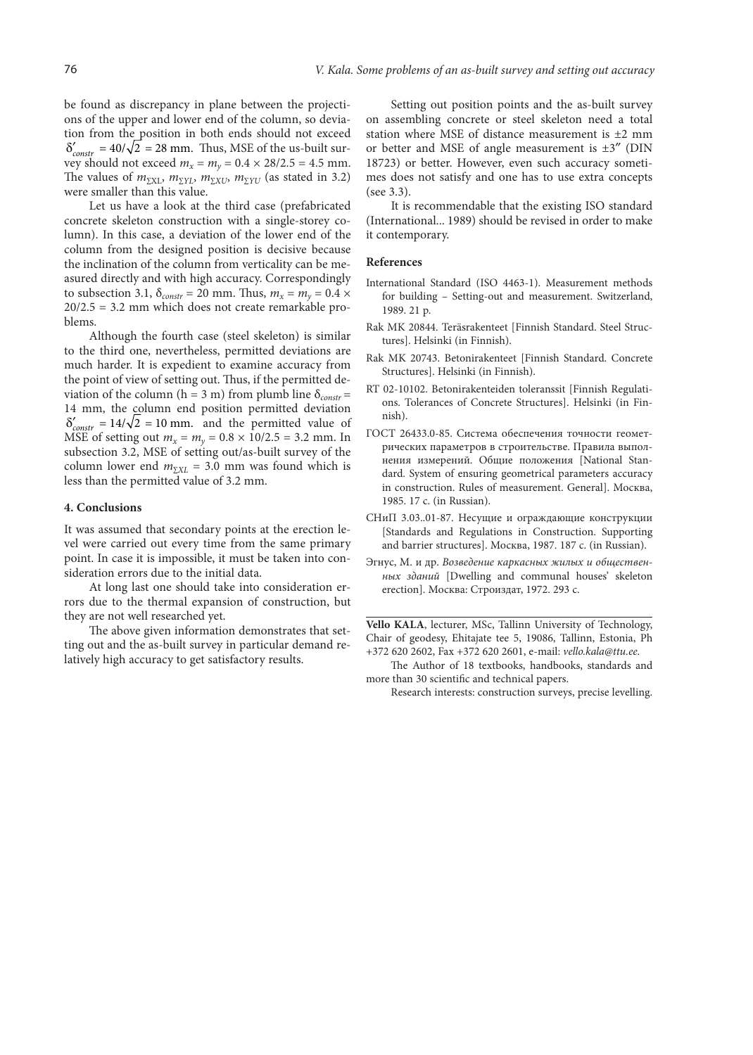be found as discrepancy in plane between the projections of the upper and lower end of the column, so deviation from the position in both ends should not exceed $\delta'_{constr} = 40/\sqrt{2} = 28$ mm. Thus, MSE of the us-built survey should not exceed $m_x = m_y = 0.4 \times 28/2.5 = 4.5$ mm. The values of $m_{\Sigma XL}$, $m_{\Sigma YL}$, $m_{\Sigma XU}$, $m_{\Sigma YU}$ (as stated in 3.2) were smaller than this value.

Let us have a look at the third case (prefabricated concrete skeleton construction with a single-storey column). In this case, a deviation of the lower end of the column from the designed position is decisive because the inclination of the column from verticality can be measured directly and with high accuracy. Correspondingly to subsection 3.1, $\delta_{constr} = 20$ mm. Thus, $m_x = m_y = 0.4 \times 20/2.5 = 3.2$ mm which does not create remarkable problems.

Although the fourth case (steel skeleton) is similar to the third one, nevertheless, permitted deviations are much harder. It is expedient to examine accuracy from the point of view of setting out. Thus, if the permitted deviation of the column (h = 3 m) from plumb line $\delta_{constr} = 14$ mm, the column end position permitted deviation $\delta'_{constr} = 14/\sqrt{2} = 10$ mm. and the permitted value of MSE of setting out $m_x = m_y = 0.8 \times 10/2.5 = 3.2$ mm. In subsection 3.2, MSE of setting out/as-built survey of the column lower end $m_{\Sigma XL} = 3.0$ mm was found which is less than the permitted value of 3.2 mm.

## 4. Conclusions

It was assumed that secondary points at the erection level were carried out every time from the same primary point. In case it is impossible, it must be taken into consideration errors due to the initial data.

At long last one should take into consideration errors due to the thermal expansion of construction, but they are not well researched yet.

The above given information demonstrates that setting out and the as-built survey in particular demand relatively high accuracy to get satisfactory results.

Setting out position points and the as-built survey on assembling concrete or steel skeleton need a total station where MSE of distance measurement is ±2 mm or better and MSE of angle measurement is ±3″ (DIN 18723) or better. However, even such accuracy sometimes does not satisfy and one has to use extra concepts (see 3.3).

It is recommendable that the existing ISO standard (International... 1989) should be revised in order to make it contemporary.

## References

International Standard (ISO 4463-1). Measurement methods for building – Setting-out and measurement. Switzerland, 1989. 21 p.

Rak MK 20844. Teräsrakenteet [Finnish Standard. Steel Structures]. Helsinki (in Finnish).

Rak MK 20743. Betonirakenteet [Finnish Standard. Concrete Structures]. Helsinki (in Finnish).

RT 02-10102. Betonirakenteiden toleranssit [Finnish Regulations. Tolerances of Concrete Structures]. Helsinki (in Finnish).

ГОСТ 26433.0-85. Система обеспечения точности геометрических параметров в строительстве. Правила выполнения измерений. Общие положения [National Standard. System of ensuring geometrical parameters accuracy in construction. Rules of measurement. General]. Москва, 1985. 17 с. (in Russian).

СНиП 3.03..01-87. Несущие и ограждающие конструкции [Standards and Regulations in Construction. Supporting and barrier structures]. Москва, 1987. 187 с. (in Russian).

Эгнус, М. и др. *Возведение каркасных жилых и общественных зданий* [Dwelling and communal houses' skeleton erection]. Москва: Строиздат, 1972. 293 с.

---

**Vello KALA**, lecturer, MSc, Tallinn University of Technology, Chair of geodesy, Ehitajate tee 5, 19086, Tallinn, Estonia, Ph +372 620 2602, Fax +372 620 2601, e-mail: *vello.kala@ttu.ee.*

The Author of 18 textbooks, handbooks, standards and more than 30 scientific and technical papers.

Research interests: construction surveys, precise levelling.